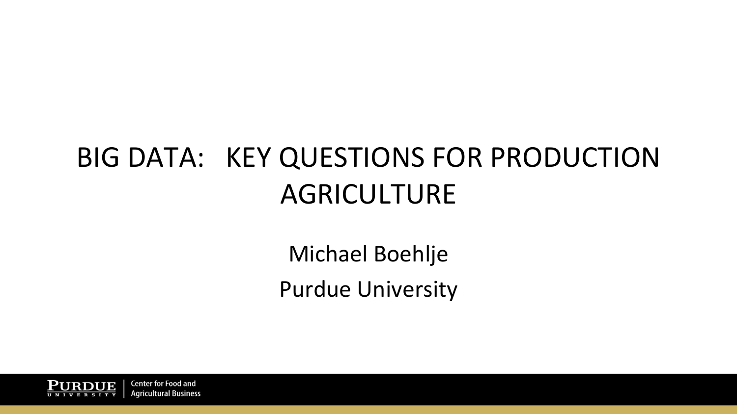# BIG DATA: KEY QUESTIONS FOR PRODUCTION AGRICULTURE

Michael Boehlje

Purdue University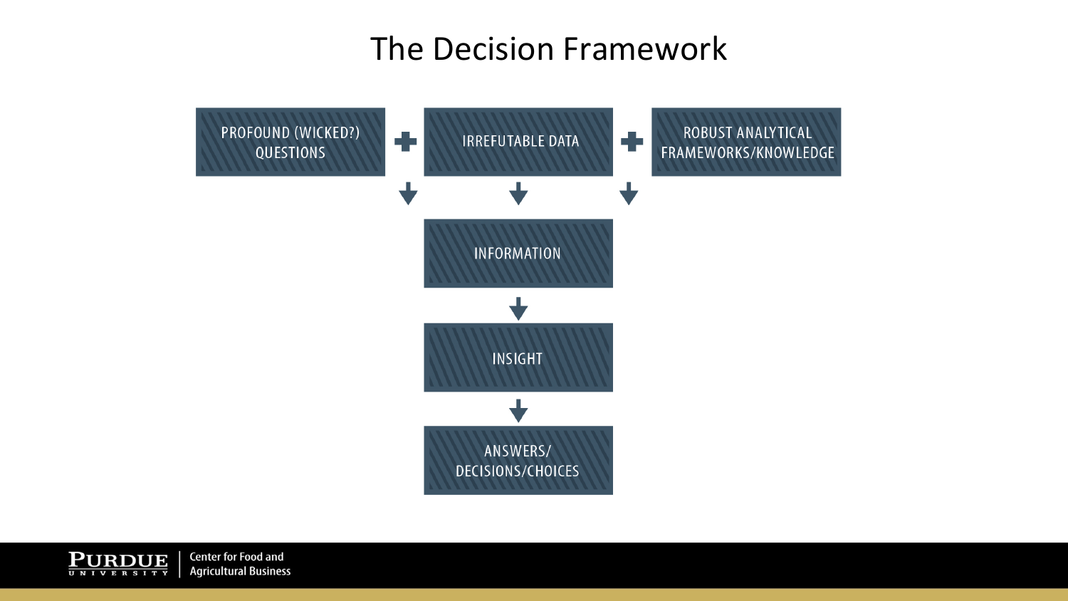# The Decision Framework

PROFOUND (WICKED?) QUESTIONS + IRREFUTABLE DATA + ROBUST ANALYTICAL FRAMEWORKS/KNOWLEDGE

↓

INFORMATION

↓

INSIGHT

↓

ANSWERS/ DECISIONS/CHOICES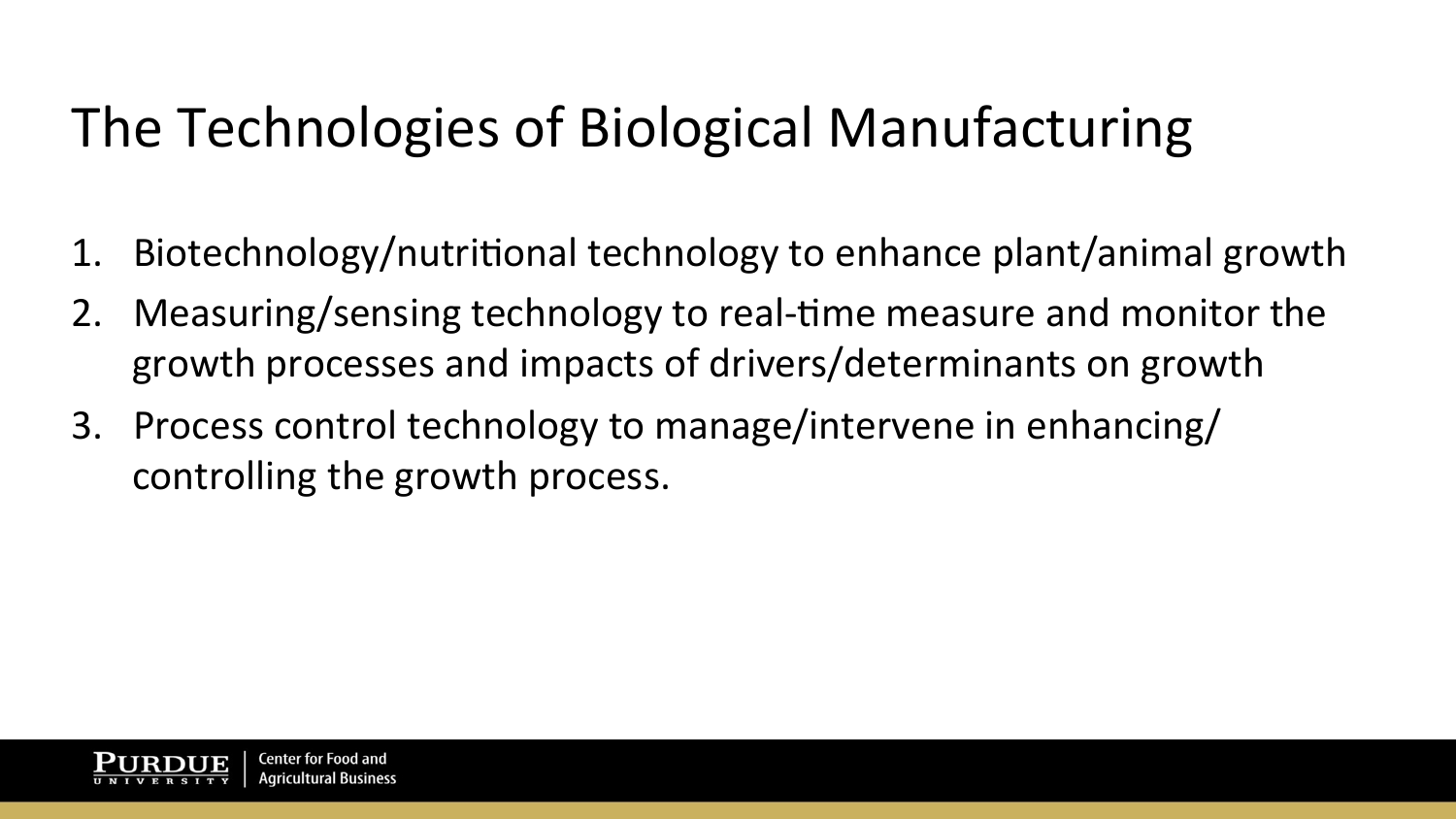# The Technologies of Biological Manufacturing

1. Biotechnology/nutritional technology to enhance plant/animal growth
2. Measuring/sensing technology to real-time measure and monitor the growth processes and impacts of drivers/determinants on growth
3. Process control technology to manage/intervene in enhancing/ controlling the growth process.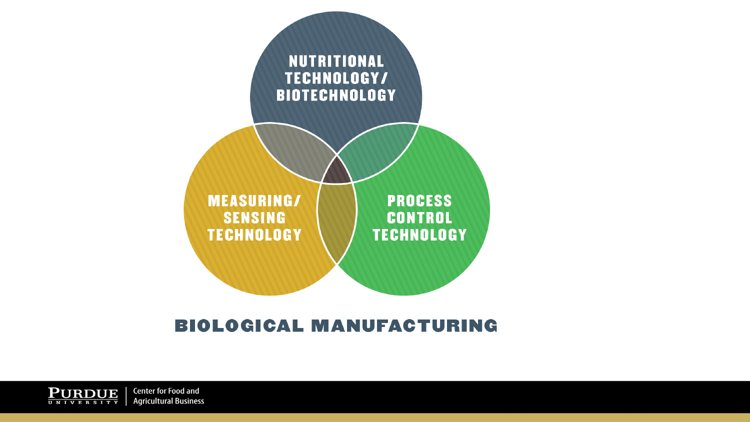NUTRITIONAL TECHNOLOGY/ BIOTECHNOLOGY

MEASURING/ SENSING TECHNOLOGY

PROCESS CONTROL TECHNOLOGY

## BIOLOGICAL MANUFACTURING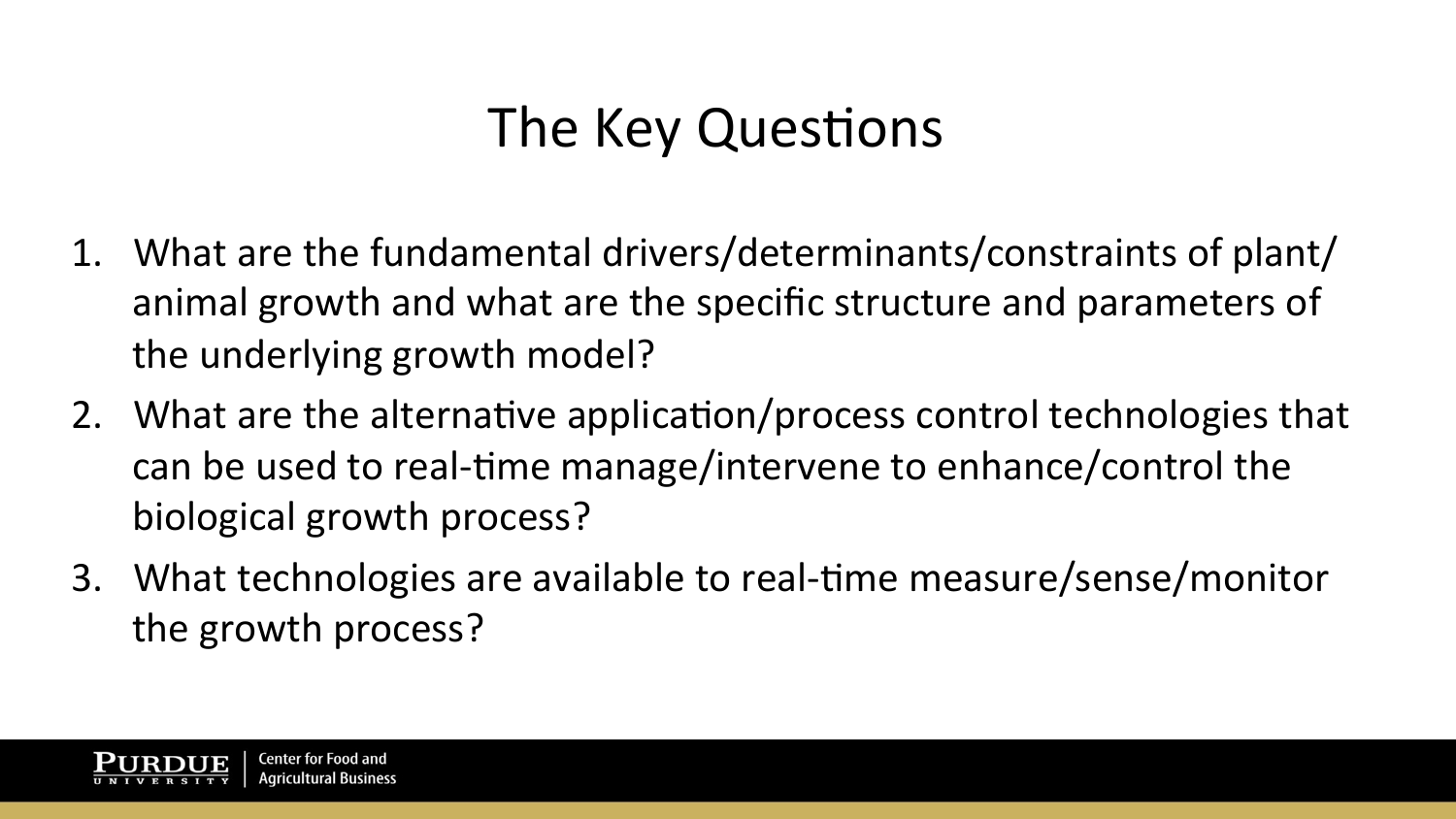# The Key Questions

1. What are the fundamental drivers/determinants/constraints of plant/animal growth and what are the specific structure and parameters of the underlying growth model?
2. What are the alternative application/process control technologies that can be used to real-time manage/intervene to enhance/control the biological growth process?
3. What technologies are available to real-time measure/sense/monitor the growth process?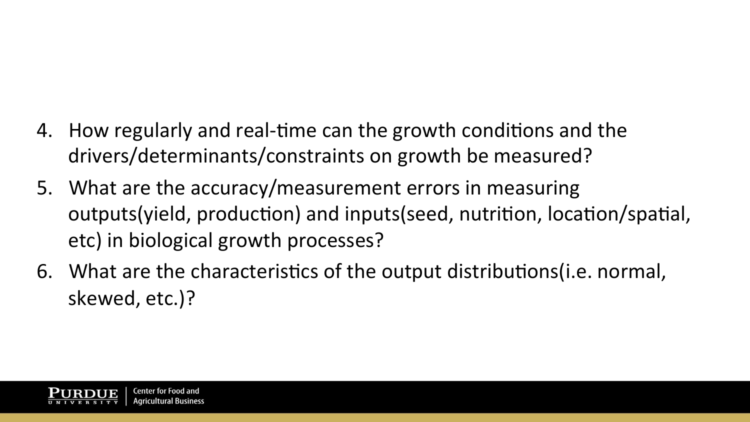4. How regularly and real-time can the growth conditions and the drivers/determinants/constraints on growth be measured?
5. What are the accuracy/measurement errors in measuring outputs(yield, production) and inputs(seed, nutrition, location/spatial, etc) in biological growth processes?
6. What are the characteristics of the output distributions(i.e. normal, skewed, etc.)?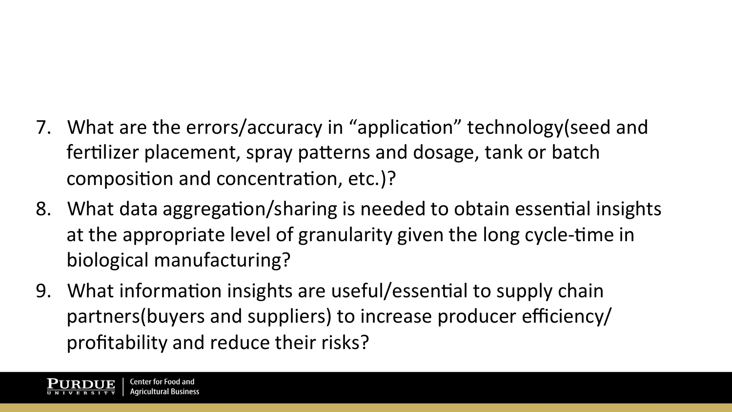7. What are the errors/accuracy in "application" technology(seed and fertilizer placement, spray patterns and dosage, tank or batch composition and concentration, etc.)?
8. What data aggregation/sharing is needed to obtain essential insights at the appropriate level of granularity given the long cycle-time in biological manufacturing?
9. What information insights are useful/essential to supply chain partners(buyers and suppliers) to increase producer efficiency/profitability and reduce their risks?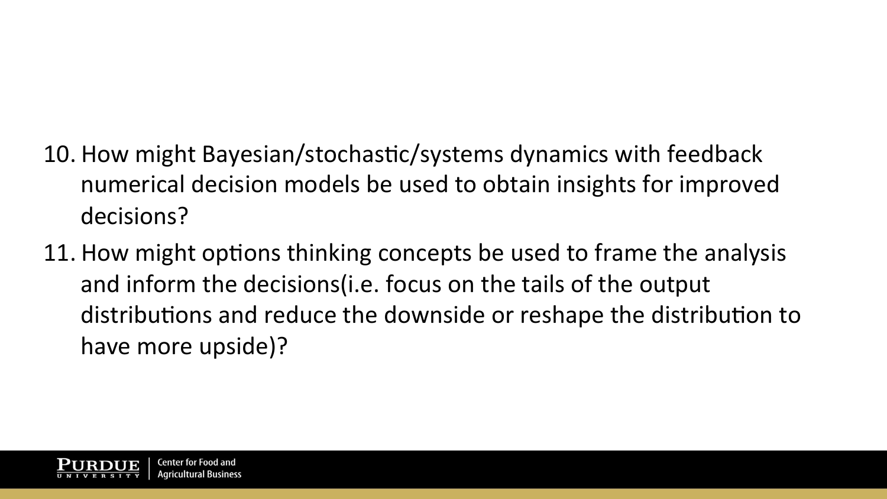10. How might Bayesian/stochastic/systems dynamics with feedback numerical decision models be used to obtain insights for improved decisions?
11. How might options thinking concepts be used to frame the analysis and inform the decisions(i.e. focus on the tails of the output distributions and reduce the downside or reshape the distribution to have more upside)?